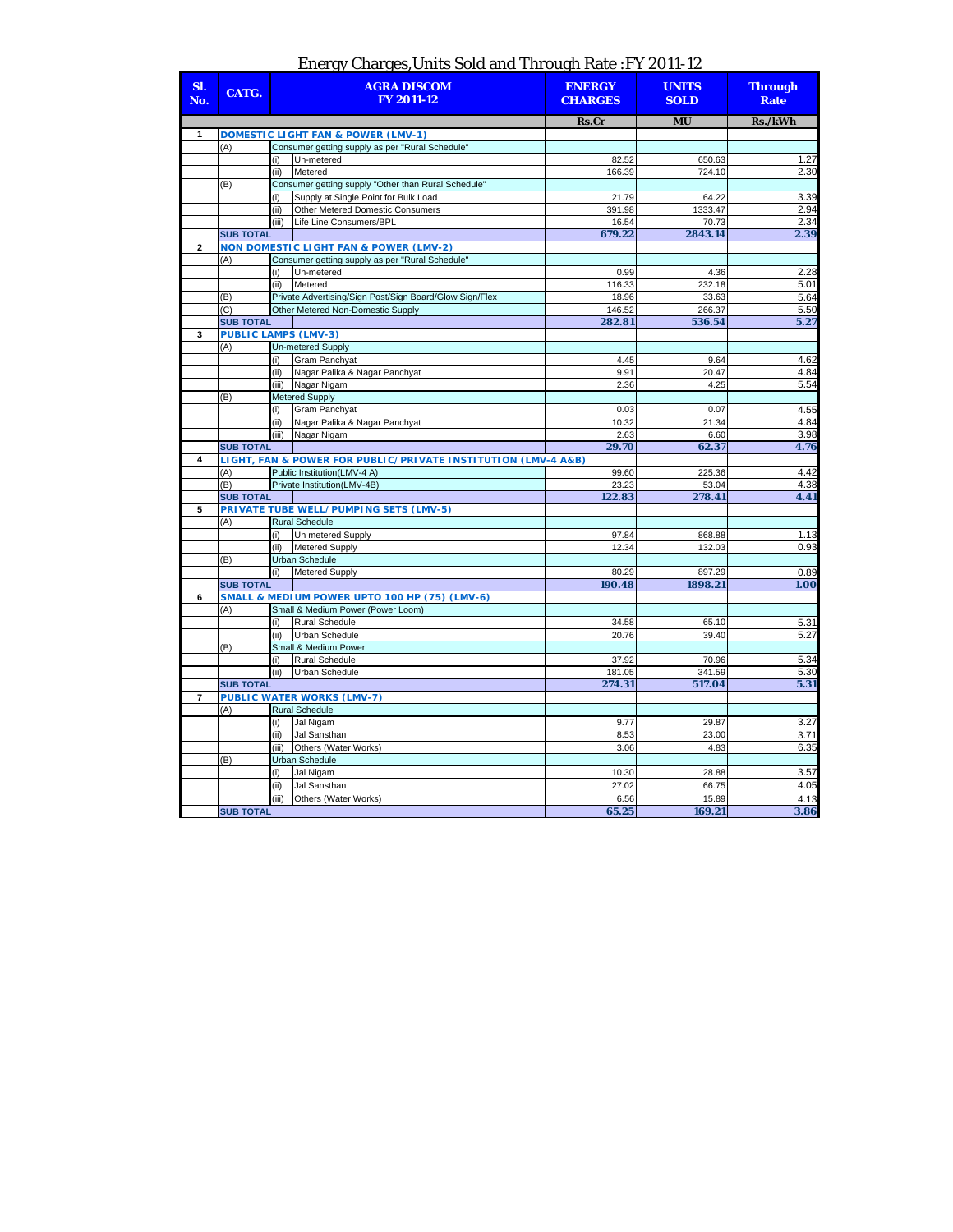# Energy Charges,Units Sold and Through Rate :FY 2011-12

| Sl. No. | CATG. | | AGRA DISCOM FY 2011-12 | ENERGY CHARGES | UNITS SOLD | Through Rate |
|---|---|---|---|---|---|---|
| | | | | Rs.Cr | MU | Rs./kWh |
| 1 | DOMESTIC LIGHT FAN & POWER (LMV-1) | | | | | |
| | (A) | Consumer getting supply as per "Rural Schedule" | | | | |
| | | (i) | Un-metered | 82.52 | 650.63 | 1.27 |
| | | (ii) | Metered | 166.39 | 724.10 | 2.30 |
| | (B) | Consumer getting supply "Other than Rural Schedule" | | | | |
| | | (i) | Supply at Single Point for Bulk Load | 21.79 | 64.22 | 3.39 |
| | | (ii) | Other Metered Domestic Consumers | 391.98 | 1333.47 | 2.94 |
| | | (iii) | Life Line Consumers/BPL | 16.54 | 70.73 | 2.34 |
| | SUB TOTAL | | | 679.22 | 2843.14 | 2.39 |
| 2 | NON DOMESTIC LIGHT FAN & POWER (LMV-2) | | | | | |
| | (A) | Consumer getting supply as per "Rural Schedule" | | | | |
| | | (i) | Un-metered | 0.99 | 4.36 | 2.28 |
| | | (ii) | Metered | 116.33 | 232.18 | 5.01 |
| | (B) | Private Advertising/Sign Post/Sign Board/Glow Sign/Flex | | 18.96 | 33.63 | 5.64 |
| | (C) | Other Metered Non-Domestic Supply | | 146.52 | 266.37 | 5.50 |
| | SUB TOTAL | | | 282.81 | 536.54 | 5.27 |
| 3 | PUBLIC LAMPS (LMV-3) | | | | | |
| | (A) | Un-metered Supply | | | | |
| | | (i) | Gram Panchyat | 4.45 | 9.64 | 4.62 |
| | | (ii) | Nagar Palika & Nagar Panchyat | 9.91 | 20.47 | 4.84 |
| | | (iii) | Nagar Nigam | 2.36 | 4.25 | 5.54 |
| | (B) | Metered Supply | | | | |
| | | (i) | Gram Panchyat | 0.03 | 0.07 | 4.55 |
| | | (ii) | Nagar Palika & Nagar Panchyat | 10.32 | 21.34 | 4.84 |
| | | (iii) | Nagar Nigam | 2.63 | 6.60 | 3.98 |
| | SUB TOTAL | | | 29.70 | 62.37 | 4.76 |
| 4 | LIGHT, FAN & POWER FOR PUBLIC/PRIVATE INSTITUTION (LMV-4 A&B) | | | | | |
| | (A) | Public Institution(LMV-4 A) | | 99.60 | 225.36 | 4.42 |
| | (B) | Private Institution(LMV-4B) | | 23.23 | 53.04 | 4.38 |
| | SUB TOTAL | | | 122.83 | 278.41 | 4.41 |
| 5 | PRIVATE TUBE WELL/PUMPING SETS (LMV-5) | | | | | |
| | (A) | Rural Schedule | | | | |
| | | (i) | Un metered Supply | 97.84 | 868.88 | 1.13 |
| | | (ii) | Metered Supply | 12.34 | 132.03 | 0.93 |
| | (B) | Urban Schedule | | | | |
| | | (i) | Metered Supply | 80.29 | 897.29 | 0.89 |
| | SUB TOTAL | | | 190.48 | 1898.21 | 1.00 |
| 6 | SMALL & MEDIUM POWER UPTO 100 HP (75) (LMV-6) | | | | | |
| | (A) | Small & Medium Power (Power Loom) | | | | |
| | | (i) | Rural Schedule | 34.58 | 65.10 | 5.31 |
| | | (ii) | Urban Schedule | 20.76 | 39.40 | 5.27 |
| | (B) | Small & Medium Power | | | | |
| | | (i) | Rural Schedule | 37.92 | 70.96 | 5.34 |
| | | (ii) | Urban Schedule | 181.05 | 341.59 | 5.30 |
| | SUB TOTAL | | | 274.31 | 517.04 | 5.31 |
| 7 | PUBLIC WATER WORKS (LMV-7) | | | | | |
| | (A) | Rural Schedule | | | | |
| | | (i) | Jal Nigam | 9.77 | 29.87 | 3.27 |
| | | (ii) | Jal Sansthan | 8.53 | 23.00 | 3.71 |
| | | (iii) | Others (Water Works) | 3.06 | 4.83 | 6.35 |
| | (B) | Urban Schedule | | | | |
| | | (i) | Jal Nigam | 10.30 | 28.88 | 3.57 |
| | | (ii) | Jal Sansthan | 27.02 | 66.75 | 4.05 |
| | | (iii) | Others (Water Works) | 6.56 | 15.89 | 4.13 |
| | SUB TOTAL | | | 65.25 | 169.21 | 3.86 |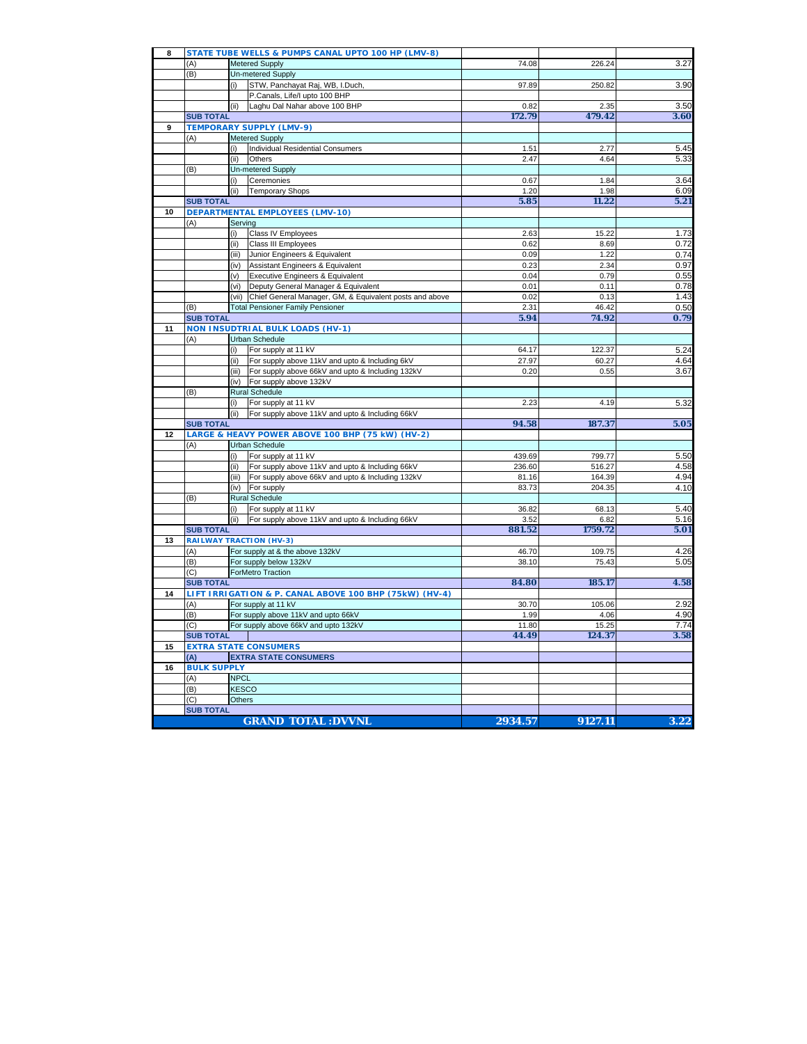| | | | | | | |
|---|---|---|---|---|---|---|
| 8 | **STATE TUBE WELLS & PUMPS CANAL UPTO 100 HP (LMV-8)** | | | | | |
| | (A) | Metered Supply | | 74.08 | 226.24 | 3.27 |
| | (B) | Un-metered Supply | | | | |
| | | (i) | STW, Panchayat Raj, WB, I.Duch, | 97.89 | 250.82 | 3.90 |
| | | | P.Canals, Life/I upto 100 BHP | | | |
| | | (ii) | Laghu Dal Nahar above 100 BHP | 0.82 | 2.35 | 3.50 |
| | **SUB TOTAL** | | | **172.79** | **479.42** | **3.60** |
| 9 | **TEMPORARY SUPPLY (LMV-9)** | | | | | |
| | (A) | Metered Supply | | | | |
| | | (i) | Individual Residential Consumers | 1.51 | 2.77 | 5.45 |
| | | (ii) | Others | 2.47 | 4.64 | 5.33 |
| | (B) | Un-metered Supply | | | | |
| | | (i) | Ceremonies | 0.67 | 1.84 | 3.64 |
| | | (ii) | Temporary Shops | 1.20 | 1.98 | 6.09 |
| | **SUB TOTAL** | | | **5.85** | **11.22** | **5.21** |
| 10 | **DEPARTMENTAL EMPLOYEES (LMV-10)** | | | | | |
| | (A) | Serving | | | | |
| | | (i) | Class IV Employees | 2.63 | 15.22 | 1.73 |
| | | (ii) | Class III Employees | 0.62 | 8.69 | 0.72 |
| | | (iii) | Junior Engineers & Equivalent | 0.09 | 1.22 | 0.74 |
| | | (iv) | Assistant Engineers & Equivalent | 0.23 | 2.34 | 0.97 |
| | | (v) | Executive Engineers & Equivalent | 0.04 | 0.79 | 0.55 |
| | | (vi) | Deputy General Manager & Equivalent | 0.01 | 0.11 | 0.78 |
| | | (vii) | Chief General Manager, GM, & Equivalent posts and above | 0.02 | 0.13 | 1.43 |
| | (B) | Total Pensioner Family Pensioner | | 2.31 | 46.42 | 0.50 |
| | **SUB TOTAL** | | | **5.94** | **74.92** | **0.79** |
| 11 | **NON INSUDTRIAL BULK LOADS (HV-1)** | | | | | |
| | (A) | Urban Schedule | | | | |
| | | (i) | For supply at 11 kV | 64.17 | 122.37 | 5.24 |
| | | (ii) | For supply above 11kV and upto & Including 6kV | 27.97 | 60.27 | 4.64 |
| | | (iii) | For supply above 66kV and upto & Including 132kV | 0.20 | 0.55 | 3.67 |
| | | (iv) | For supply above 132kV | | | |
| | (B) | Rural Schedule | | | | |
| | | (i) | For supply at 11 kV | 2.23 | 4.19 | 5.32 |
| | | (ii) | For supply above 11kV and upto & Including 66kV | | | |
| | **SUB TOTAL** | | | **94.58** | **187.37** | **5.05** |
| 12 | **LARGE & HEAVY POWER ABOVE 100 BHP (75 kW) (HV-2)** | | | | | |
| | (A) | Urban Schedule | | | | |
| | | (i) | For supply at 11 kV | 439.69 | 799.77 | 5.50 |
| | | (ii) | For supply above 11kV and upto & Including 66kV | 236.60 | 516.27 | 4.58 |
| | | (iii) | For supply above 66kV and upto & Including 132kV | 81.16 | 164.39 | 4.94 |
| | | (iv) | For supply | 83.73 | 204.35 | 4.10 |
| | (B) | Rural Schedule | | | | |
| | | (i) | For supply at 11 kV | 36.82 | 68.13 | 5.40 |
| | | (ii) | For supply above 11kV and upto & Including 66kV | 3.52 | 6.82 | 5.16 |
| | **SUB TOTAL** | | | **881.52** | **1759.72** | **5.01** |
| 13 | **RAILWAY TRACTION (HV-3)** | | | | | |
| | (A) | For supply at & the above 132kV | | 46.70 | 109.75 | 4.26 |
| | (B) | For supply below 132kV | | 38.10 | 75.43 | 5.05 |
| | (C) | ForMetro Traction | | | | |
| | **SUB TOTAL** | | | **84.80** | **185.17** | **4.58** |
| 14 | **LIFT IRRIGATION & P. CANAL ABOVE 100 BHP (75kW) (HV-4)** | | | | | |
| | (A) | For supply at 11 kV | | 30.70 | 105.06 | 2.92 |
| | (B) | For supply above 11kV and upto 66kV | | 1.99 | 4.06 | 4.90 |
| | (C) | For supply above 66kV and upto 132kV | | 11.80 | 15.25 | 7.74 |
| | **SUB TOTAL** | | | **44.49** | **124.37** | **3.58** |
| 15 | **EXTRA STATE CONSUMERS** | | | | | |
| | **(A)** | **EXTRA STATE CONSUMERS** | | | | |
| 16 | **BULK SUPPLY** | | | | | |
| | (A) | NPCL | | | | |
| | (B) | KESCO | | | | |
| | (C) | Others | | | | |
| | **SUB TOTAL** | | | | | |
| | **GRAND TOTAL :DVVNL** | | | **2934.57** | **9127.11** | **3.22** |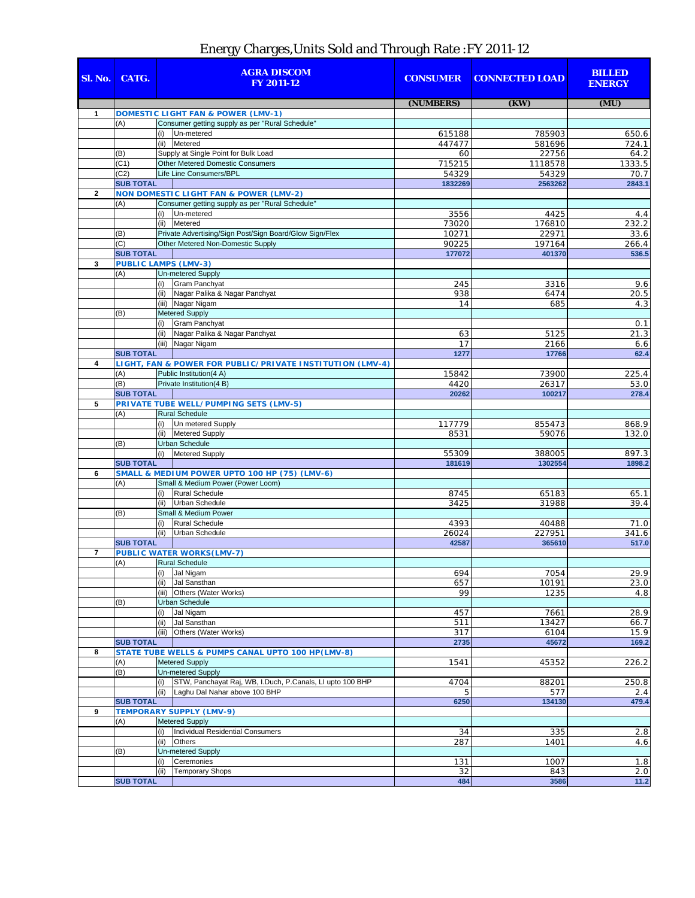# Energy Charges,Units Sold and Through Rate :FY 2011-12

| Sl. No. | CATG. | | AGRA DISCOM FY 2011-12 | CONSUMER | CONNECTED LOAD | BILLED ENERGY |
|---|---|---|---|---|---|---|
| | | | | (NUMBERS) | (KW) | (MU) |
| 1 | DOMESTIC LIGHT FAN & POWER (LMV-1) | | | | | |
| | (A) | Consumer getting supply as per "Rural Schedule" | | | | |
| | | (i) | Un-metered | 615188 | 785903 | 650.6 |
| | | (ii) | Metered | 447477 | 581696 | 724.1 |
| | (B) | Supply at Single Point for Bulk Load | | 60 | 22756 | 64.2 |
| | (C1) | Other Metered Domestic Consumers | | 715215 | 1118578 | 1333.5 |
| | (C2) | Life Line Consumers/BPL | | 54329 | 54329 | 70.7 |
| | SUB TOTAL | | | 1832269 | 2563262 | 2843.1 |
| 2 | NON DOMESTIC LIGHT FAN & POWER (LMV-2) | | | | | |
| | (A) | Consumer getting supply as per "Rural Schedule" | | | | |
| | | (i) | Un-metered | 3556 | 4425 | 4.4 |
| | | (ii) | Metered | 73020 | 176810 | 232.2 |
| | (B) | Private Advertising/Sign Post/Sign Board/Glow Sign/Flex | | 10271 | 22971 | 33.6 |
| | (C) | Other Metered Non-Domestic Supply | | 90225 | 197164 | 266.4 |
| | SUB TOTAL | | | 177072 | 401370 | 536.5 |
| 3 | PUBLIC LAMPS (LMV-3) | | | | | |
| | (A) | Un-metered Supply | | | | |
| | | (i) | Gram Panchyat | 245 | 3316 | 9.6 |
| | | (ii) | Nagar Palika & Nagar Panchyat | 938 | 6474 | 20.5 |
| | | (iii) | Nagar Nigam | 14 | 685 | 4.3 |
| | (B) | Metered Supply | | | | |
| | | (i) | Gram Panchyat | | | 0.1 |
| | | (ii) | Nagar Palika & Nagar Panchyat | 63 | 5125 | 21.3 |
| | | (iii) | Nagar Nigam | 17 | 2166 | 6.6 |
| | SUB TOTAL | | | 1277 | 17766 | 62.4 |
| 4 | LIGHT, FAN & POWER FOR PUBLIC/PRIVATE INSTITUTION (LMV-4) | | | | | |
| | (A) | Public Institution(4 A) | | 15842 | 73900 | 225.4 |
| | (B) | Private Institution(4 B) | | 4420 | 26317 | 53.0 |
| | SUB TOTAL | | | 20262 | 100217 | 278.4 |
| 5 | PRIVATE TUBE WELL/PUMPING SETS (LMV-5) | | | | | |
| | (A) | Rural Schedule | | | | |
| | | (i) | Un metered Supply | 117779 | 855473 | 868.9 |
| | | (ii) | Metered Supply | 8531 | 59076 | 132.0 |
| | (B) | Urban Schedule | | | | |
| | | (i) | Metered Supply | 55309 | 388005 | 897.3 |
| | SUB TOTAL | | | 181619 | 1302554 | 1898.2 |
| 6 | SMALL & MEDIUM POWER UPTO 100 HP (75) (LMV-6) | | | | | |
| | (A) | Small & Medium Power (Power Loom) | | | | |
| | | (i) | Rural Schedule | 8745 | 65183 | 65.1 |
| | | (ii) | Urban Schedule | 3425 | 31988 | 39.4 |
| | (B) | Small & Medium Power | | | | |
| | | (i) | Rural Schedule | 4393 | 40488 | 71.0 |
| | | (ii) | Urban Schedule | 26024 | 227951 | 341.6 |
| | SUB TOTAL | | | 42587 | 365610 | 517.0 |
| 7 | PUBLIC WATER WORKS(LMV-7) | | | | | |
| | (A) | Rural Schedule | | | | |
| | | (i) | Jal Nigam | 694 | 7054 | 29.9 |
| | | (ii) | Jal Sansthan | 657 | 10191 | 23.0 |
| | | (iii) | Others (Water Works) | 99 | 1235 | 4.8 |
| | (B) | Urban Schedule | | | | |
| | | (i) | Jal Nigam | 457 | 7661 | 28.9 |
| | | (ii) | Jal Sansthan | 511 | 13427 | 66.7 |
| | | (iii) | Others (Water Works) | 317 | 6104 | 15.9 |
| | SUB TOTAL | | | 2735 | 45672 | 169.2 |
| 8 | STATE TUBE WELLS & PUMPS CANAL UPTO 100 HP(LMV-8) | | | | | |
| | (A) | Metered Supply | | 1541 | 45352 | 226.2 |
| | (B) | Un-metered Supply | | | | |
| | | (i) | STW, Panchayat Raj, WB, I.Duch, P.Canals, LI upto 100 BHP | 4704 | 88201 | 250.8 |
| | | (ii) | Laghu Dal Nahar above 100 BHP | 5 | 577 | 2.4 |
| | SUB TOTAL | | | 6250 | 134130 | 479.4 |
| 9 | TEMPORARY SUPPLY (LMV-9) | | | | | |
| | (A) | Metered Supply | | | | |
| | | (i) | Individual Residential Consumers | 34 | 335 | 2.8 |
| | | (ii) | Others | 287 | 1401 | 4.6 |
| | (B) | Un-metered Supply | | | | |
| | | (i) | Ceremonies | 131 | 1007 | 1.8 |
| | | (ii) | Temporary Shops | 32 | 843 | 2.0 |
| | SUB TOTAL | | | 484 | 3586 | 11.2 |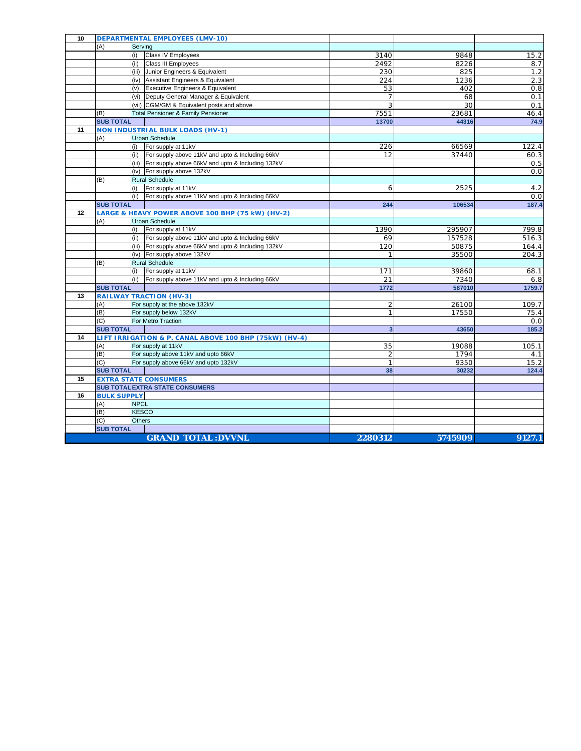| | | | | | | |
|---|---|---|---|---|---|---|
| 10 | **DEPARTMENTAL EMPLOYEES (LMV-10)** | | | | | |
| | (A) | Serving | | | | |
| | | (i) | Class IV Employees | 3140 | 9848 | 15.2 |
| | | (ii) | Class III Employees | 2492 | 8226 | 8.7 |
| | | (iii) | Junior Engineers & Equivalent | 230 | 825 | 1.2 |
| | | (iv) | Assistant Engineers & Equivalent | 224 | 1236 | 2.3 |
| | | (v) | Executive Engineers & Equivalent | 53 | 402 | 0.8 |
| | | (vi) | Deputy General Manager & Equivalent | 7 | 68 | 0.1 |
| | | (vii) | CGM/GM & Equivalent posts and above | 3 | 30 | 0.1 |
| | (B) | Total Pensioner & Family Pensioner | | 7551 | 23681 | 46.4 |
| | **SUB TOTAL** | | | **13700** | **44316** | **74.9** |
| 11 | **NON INDUSTRIAL BULK LOADS (HV-1)** | | | | | |
| | (A) | Urban Schedule | | | | |
| | | (i) | For supply at 11kV | 226 | 66569 | 122.4 |
| | | (ii) | For supply above 11kV and upto & Including 66kV | 12 | 37440 | 60.3 |
| | | (iii) | For supply above 66kV and upto & Including 132kV | | | 0.5 |
| | | (iv) | For supply above 132kV | | | 0.0 |
| | (B) | Rural Schedule | | | | |
| | | (i) | For supply at 11kV | 6 | 2525 | 4.2 |
| | | (ii) | For supply above 11kV and upto & Including 66kV | | | 0.0 |
| | **SUB TOTAL** | | | **244** | **106534** | **187.4** |
| 12 | **LARGE & HEAVY POWER ABOVE 100 BHP (75 kW) (HV-2)** | | | | | |
| | (A) | Urban Schedule | | | | |
| | | (i) | For supply at 11kV | 1390 | 295907 | 799.8 |
| | | (ii) | For supply above 11kV and upto & Including 66kV | 69 | 157528 | 516.3 |
| | | (iii) | For supply above 66kV and upto & Including 132kV | 120 | 50875 | 164.4 |
| | | (iv) | For supply above 132kV | 1 | 35500 | 204.3 |
| | (B) | Rural Schedule | | | | |
| | | (i) | For supply at 11kV | 171 | 39860 | 68.1 |
| | | (ii) | For supply above 11kV and upto & Including 66kV | 21 | 7340 | 6.8 |
| | **SUB TOTAL** | | | **1772** | **587010** | **1759.7** |
| 13 | **RAILWAY TRACTION (HV-3)** | | | | | |
| | (A) | For supply at the above 132kV | | 2 | 26100 | 109.7 |
| | (B) | For supply below 132kV | | 1 | 17550 | 75.4 |
| | (C) | For Metro Traction | | | | 0.0 |
| | **SUB TOTAL** | | | **3** | **43650** | **185.2** |
| 14 | **LIFT IRRIGATION & P. CANAL ABOVE 100 BHP (75kW) (HV-4)** | | | | | |
| | (A) | For supply at 11kV | | 35 | 19088 | 105.1 |
| | (B) | For supply above 11kV and upto 66kV | | 2 | 1794 | 4.1 |
| | (C) | For supply above 66kV and upto 132kV | | 1 | 9350 | 15.2 |
| | **SUB TOTAL** | | | **38** | **30232** | **124.4** |
| 15 | **EXTRA STATE CONSUMERS** | | | | | |
| | **SUB TOTAL** | **EXTRA STATE CONSUMERS** | | | | |
| 16 | **BULK SUPPLY** | | | | | |
| | (A) | NPCL | | | | |
| | (B) | KESCO | | | | |
| | (C) | Others | | | | |
| | **SUB TOTAL** | | | | | |
| | **GRAND TOTAL :DVVNL** | | | **2280312** | **5745909** | **9127.1** |